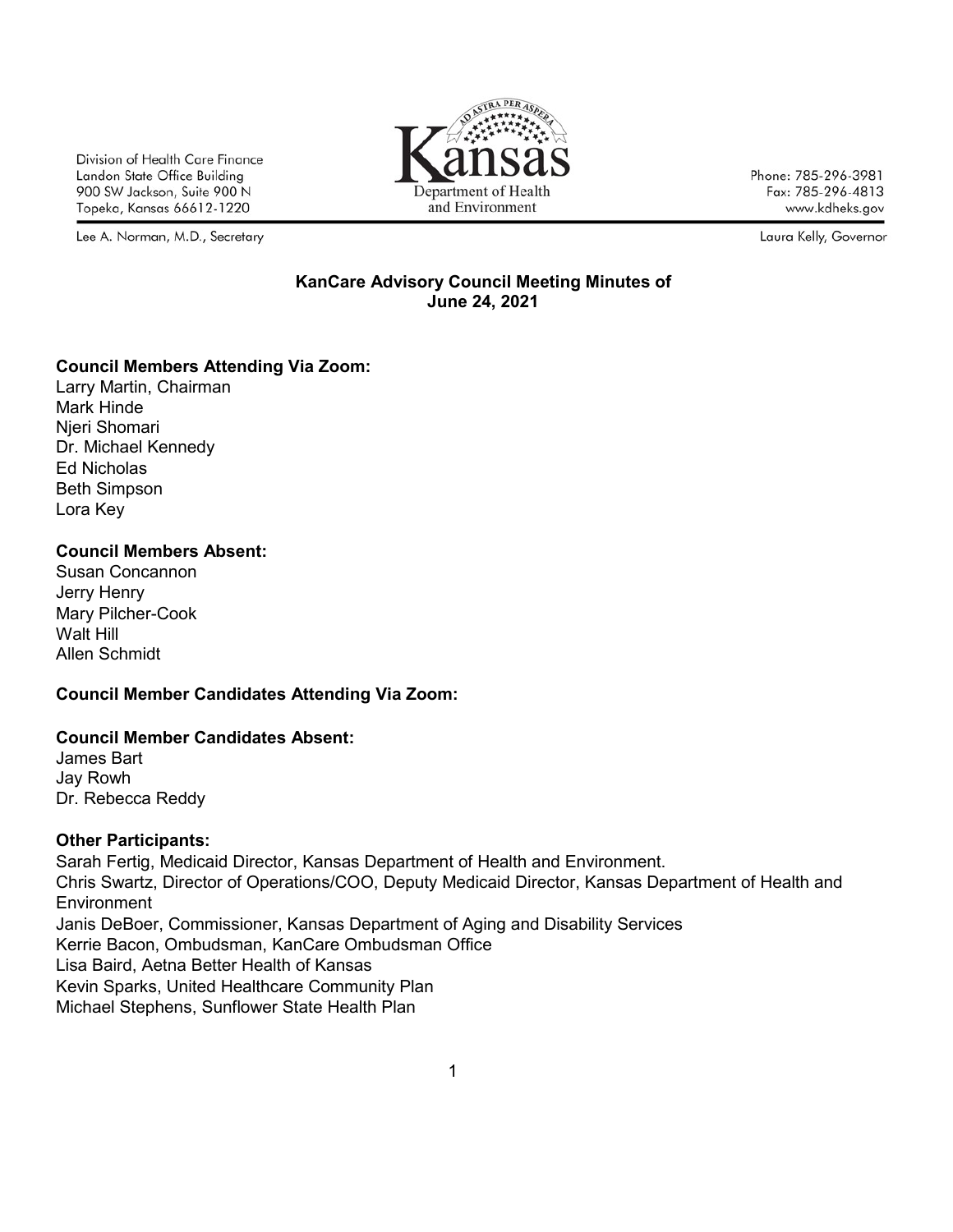Division of Health Care Finance
Landon State Office Building
900 SW Jackson, Suite 900 N
Topeka, Kansas 66612-1220

Kansas
Department of Health
and Environment

Phone: 785-296-3981
Fax: 785-296-4813
www.kdheks.gov

Lee A. Norman, M.D., Secretary

Laura Kelly, Governor

## KanCare Advisory Council Meeting Minutes of June 24, 2021

**Council Members Attending Via Zoom:**
Larry Martin, Chairman
Mark Hinde
Njeri Shomari
Dr. Michael Kennedy
Ed Nicholas
Beth Simpson
Lora Key

**Council Members Absent:**
Susan Concannon
Jerry Henry
Mary Pilcher-Cook
Walt Hill
Allen Schmidt

**Council Member Candidates Attending Via Zoom:**

**Council Member Candidates Absent:**
James Bart
Jay Rowh
Dr. Rebecca Reddy

**Other Participants:**
Sarah Fertig, Medicaid Director, Kansas Department of Health and Environment.
Chris Swartz, Director of Operations/COO, Deputy Medicaid Director, Kansas Department of Health and Environment
Janis DeBoer, Commissioner, Kansas Department of Aging and Disability Services
Kerrie Bacon, Ombudsman, KanCare Ombudsman Office
Lisa Baird, Aetna Better Health of Kansas
Kevin Sparks, United Healthcare Community Plan
Michael Stephens, Sunflower State Health Plan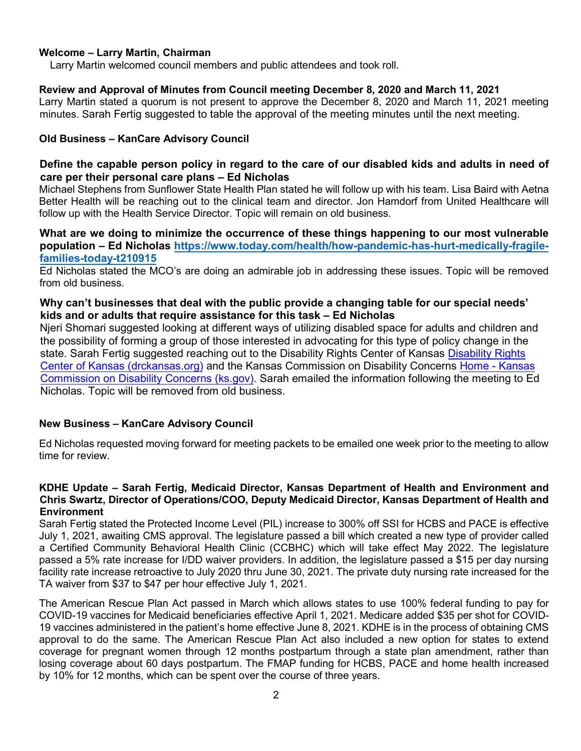**Welcome – Larry Martin, Chairman**

Larry Martin welcomed council members and public attendees and took roll.

**Review and Approval of Minutes from Council meeting December 8, 2020 and March 11, 2021**

Larry Martin stated a quorum is not present to approve the December 8, 2020 and March 11, 2021 meeting minutes. Sarah Fertig suggested to table the approval of the meeting minutes until the next meeting.

**Old Business – KanCare Advisory Council**

**Define the capable person policy in regard to the care of our disabled kids and adults in need of care per their personal care plans – Ed Nicholas**

Michael Stephens from Sunflower State Health Plan stated he will follow up with his team. Lisa Baird with Aetna Better Health will be reaching out to the clinical team and director. Jon Hamdorf from United Healthcare will follow up with the Health Service Director. Topic will remain on old business.

**What are we doing to minimize the occurrence of these things happening to our most vulnerable population – Ed Nicholas [https://www.today.com/health/how-pandemic-has-hurt-medically-fragile-families-today-t210915](https://www.today.com/health/how-pandemic-has-hurt-medically-fragile-families-today-t210915)**

Ed Nicholas stated the MCO's are doing an admirable job in addressing these issues. Topic will be removed from old business.

**Why can't businesses that deal with the public provide a changing table for our special needs' kids and or adults that require assistance for this task – Ed Nicholas**

Njeri Shomari suggested looking at different ways of utilizing disabled space for adults and children and the possibility of forming a group of those interested in advocating for this type of policy change in the state. Sarah Fertig suggested reaching out to the Disability Rights Center of Kansas [Disability Rights Center of Kansas (drckansas.org)]() and the Kansas Commission on Disability Concerns [Home - Kansas Commission on Disability Concerns (ks.gov)](). Sarah emailed the information following the meeting to Ed Nicholas. Topic will be removed from old business.

**New Business – KanCare Advisory Council**

Ed Nicholas requested moving forward for meeting packets to be emailed one week prior to the meeting to allow time for review.

**KDHE Update – Sarah Fertig, Medicaid Director, Kansas Department of Health and Environment and Chris Swartz, Director of Operations/COO, Deputy Medicaid Director, Kansas Department of Health and Environment**

Sarah Fertig stated the Protected Income Level (PIL) increase to 300% off SSI for HCBS and PACE is effective July 1, 2021, awaiting CMS approval. The legislature passed a bill which created a new type of provider called a Certified Community Behavioral Health Clinic (CCBHC) which will take effect May 2022. The legislature passed a 5% rate increase for I/DD waiver providers. In addition, the legislature passed a $15 per day nursing facility rate increase retroactive to July 2020 thru June 30, 2021. The private duty nursing rate increased for the TA waiver from $37 to $47 per hour effective July 1, 2021.

The American Rescue Plan Act passed in March which allows states to use 100% federal funding to pay for COVID-19 vaccines for Medicaid beneficiaries effective April 1, 2021. Medicare added $35 per shot for COVID-19 vaccines administered in the patient's home effective June 8, 2021. KDHE is in the process of obtaining CMS approval to do the same. The American Rescue Plan Act also included a new option for states to extend coverage for pregnant women through 12 months postpartum through a state plan amendment, rather than losing coverage about 60 days postpartum. The FMAP funding for HCBS, PACE and home health increased by 10% for 12 months, which can be spent over the course of three years.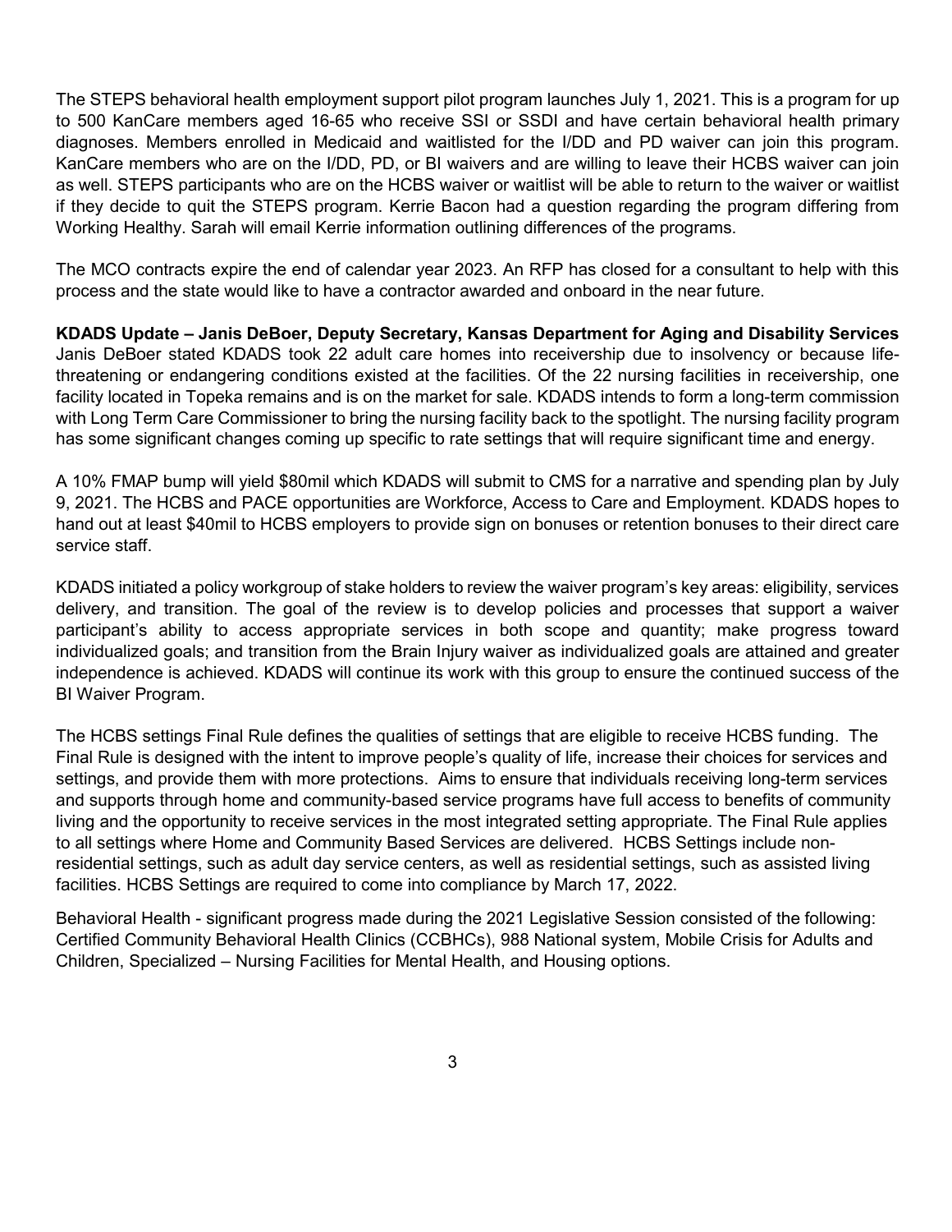The STEPS behavioral health employment support pilot program launches July 1, 2021. This is a program for up to 500 KanCare members aged 16-65 who receive SSI or SSDI and have certain behavioral health primary diagnoses. Members enrolled in Medicaid and waitlisted for the I/DD and PD waiver can join this program. KanCare members who are on the I/DD, PD, or BI waivers and are willing to leave their HCBS waiver can join as well. STEPS participants who are on the HCBS waiver or waitlist will be able to return to the waiver or waitlist if they decide to quit the STEPS program. Kerrie Bacon had a question regarding the program differing from Working Healthy. Sarah will email Kerrie information outlining differences of the programs.

The MCO contracts expire the end of calendar year 2023. An RFP has closed for a consultant to help with this process and the state would like to have a contractor awarded and onboard in the near future.

**KDADS Update – Janis DeBoer, Deputy Secretary, Kansas Department for Aging and Disability Services**
Janis DeBoer stated KDADS took 22 adult care homes into receivership due to insolvency or because life-threatening or endangering conditions existed at the facilities. Of the 22 nursing facilities in receivership, one facility located in Topeka remains and is on the market for sale. KDADS intends to form a long-term commission with Long Term Care Commissioner to bring the nursing facility back to the spotlight. The nursing facility program has some significant changes coming up specific to rate settings that will require significant time and energy.

A 10% FMAP bump will yield $80mil which KDADS will submit to CMS for a narrative and spending plan by July 9, 2021. The HCBS and PACE opportunities are Workforce, Access to Care and Employment. KDADS hopes to hand out at least $40mil to HCBS employers to provide sign on bonuses or retention bonuses to their direct care service staff.

KDADS initiated a policy workgroup of stake holders to review the waiver program's key areas: eligibility, services delivery, and transition. The goal of the review is to develop policies and processes that support a waiver participant's ability to access appropriate services in both scope and quantity; make progress toward individualized goals; and transition from the Brain Injury waiver as individualized goals are attained and greater independence is achieved. KDADS will continue its work with this group to ensure the continued success of the BI Waiver Program.

The HCBS settings Final Rule defines the qualities of settings that are eligible to receive HCBS funding. The Final Rule is designed with the intent to improve people's quality of life, increase their choices for services and settings, and provide them with more protections. Aims to ensure that individuals receiving long-term services and supports through home and community-based service programs have full access to benefits of community living and the opportunity to receive services in the most integrated setting appropriate. The Final Rule applies to all settings where Home and Community Based Services are delivered. HCBS Settings include non-residential settings, such as adult day service centers, as well as residential settings, such as assisted living facilities. HCBS Settings are required to come into compliance by March 17, 2022.

Behavioral Health - significant progress made during the 2021 Legislative Session consisted of the following: Certified Community Behavioral Health Clinics (CCBHCs), 988 National system, Mobile Crisis for Adults and Children, Specialized – Nursing Facilities for Mental Health, and Housing options.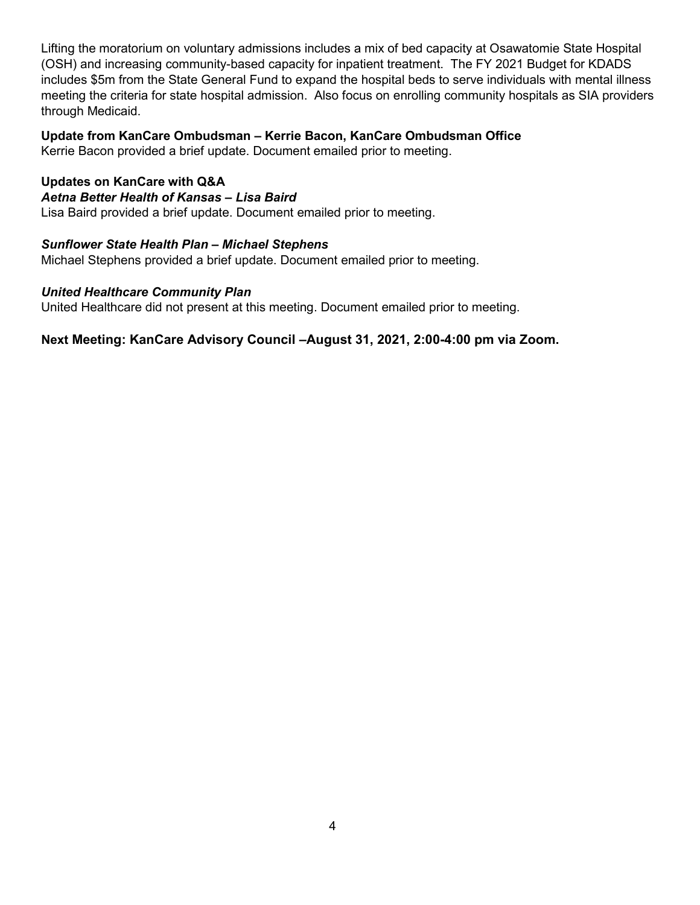Lifting the moratorium on voluntary admissions includes a mix of bed capacity at Osawatomie State Hospital (OSH) and increasing community-based capacity for inpatient treatment. The FY 2021 Budget for KDADS includes $5m from the State General Fund to expand the hospital beds to serve individuals with mental illness meeting the criteria for state hospital admission. Also focus on enrolling community hospitals as SIA providers through Medicaid.

**Update from KanCare Ombudsman – Kerrie Bacon, KanCare Ombudsman Office**

Kerrie Bacon provided a brief update. Document emailed prior to meeting.

**Updates on KanCare with Q&A**

***Aetna Better Health of Kansas – Lisa Baird***

Lisa Baird provided a brief update. Document emailed prior to meeting.

***Sunflower State Health Plan – Michael Stephens***

Michael Stephens provided a brief update. Document emailed prior to meeting.

***United Healthcare Community Plan***

United Healthcare did not present at this meeting. Document emailed prior to meeting.

**Next Meeting: KanCare Advisory Council –August 31, 2021, 2:00-4:00 pm via Zoom.**